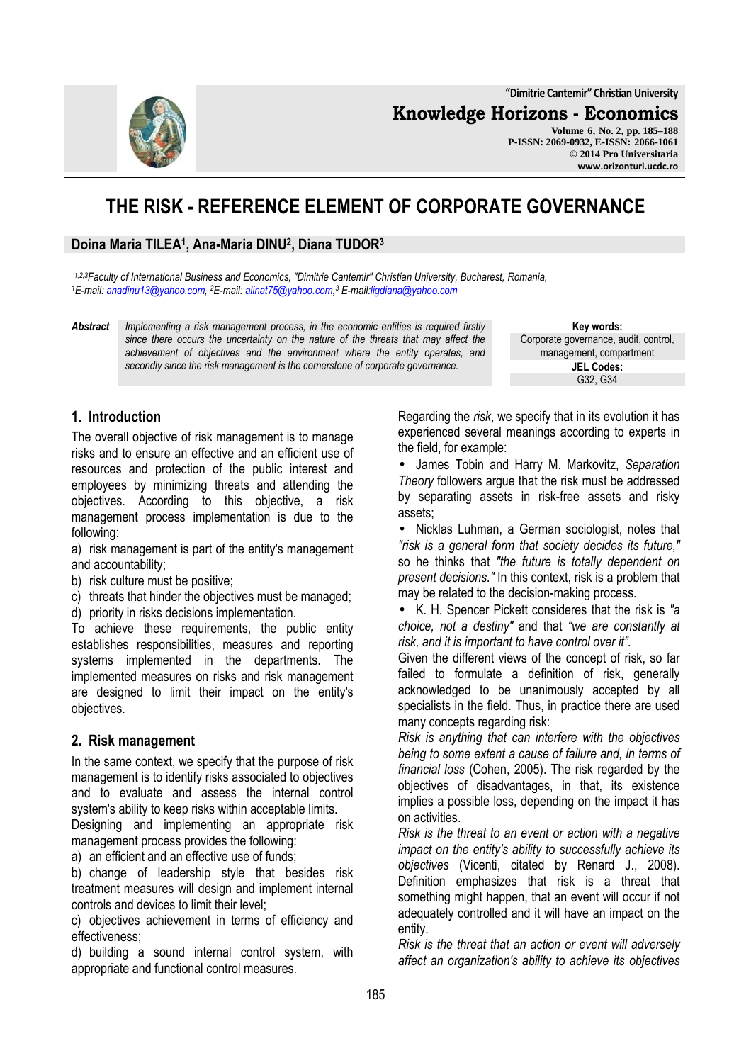# THE RISK - REFERENCE ELEMENT OF CORPORATE GOVERNANCE

**Doina Maria TILEA[1], Ana-Maria DINU[2], Diana TUDOR[3]**

*[1,2,3]Faculty of International Business and Economics, "Dimitrie Cantemir" Christian University, Bucharest, Romania,*
*[1]E-mail: anadinu13@yahoo.com, [2]E-mail: alinat75@yahoo.com, [3] E-mail:ligdiana@yahoo.com*

***Abstract*** *Implementing a risk management process, in the economic entities is required firstly since there occurs the uncertainty on the nature of the threats that may affect the achievement of objectives and the environment where the entity operates, and secondly since the risk management is the cornerstone of corporate governance.*

**Key words:** Corporate governance, audit, control, management, compartment

**JEL Codes:** G32, G34

## 1. Introduction

The overall objective of risk management is to manage risks and to ensure an effective and an efficient use of resources and protection of the public interest and employees by minimizing threats and attending the objectives. According to this objective, a risk management process implementation is due to the following:

a) risk management is part of the entity's management and accountability;
b) risk culture must be positive;
c) threats that hinder the objectives must be managed;
d) priority in risks decisions implementation.

To achieve these requirements, the public entity establishes responsibilities, measures and reporting systems implemented in the departments. The implemented measures on risks and risk management are designed to limit their impact on the entity's objectives.

## 2. Risk management

In the same context, we specify that the purpose of risk management is to identify risks associated to objectives and to evaluate and assess the internal control system's ability to keep risks within acceptable limits.

Designing and implementing an appropriate risk management process provides the following:

a) an efficient and an effective use of funds;
b) change of leadership style that besides risk treatment measures will design and implement internal controls and devices to limit their level;
c) objectives achievement in terms of efficiency and effectiveness;
d) building a sound internal control system, with appropriate and functional control measures.

Regarding the *risk*, we specify that in its evolution it has experienced several meanings according to experts in the field, for example:

- James Tobin and Harry M. Markovitz, *Separation Theory* followers argue that the risk must be addressed by separating assets in risk-free assets and risky assets;
- Nicklas Luhman, a German sociologist, notes that *"risk is a general form that society decides its future,"* so he thinks that *"the future is totally dependent on present decisions."* In this context, risk is a problem that may be related to the decision-making process.
- K. H. Spencer Pickett consideres that the risk is *"a choice, not a destiny"* and that *"we are constantly at risk, and it is important to have control over it".*

Given the different views of the concept of risk, so far failed to formulate a definition of risk, generally acknowledged to be unanimously accepted by all specialists in the field. Thus, in practice there are used many concepts regarding risk:

*Risk is anything that can interfere with the objectives being to some extent a cause of failure and, in terms of financial loss* (Cohen, 2005). The risk regarded by the objectives of disadvantages, in that, its existence implies a possible loss, depending on the impact it has on activities.

*Risk is the threat to an event or action with a negative impact on the entity's ability to successfully achieve its objectives* (Vicenti, citated by Renard J., 2008). Definition emphasizes that risk is a threat that something might happen, that an event will occur if not adequately controlled and it will have an impact on the entity.

*Risk is the threat that an action or event will adversely affect an organization's ability to achieve its objectives*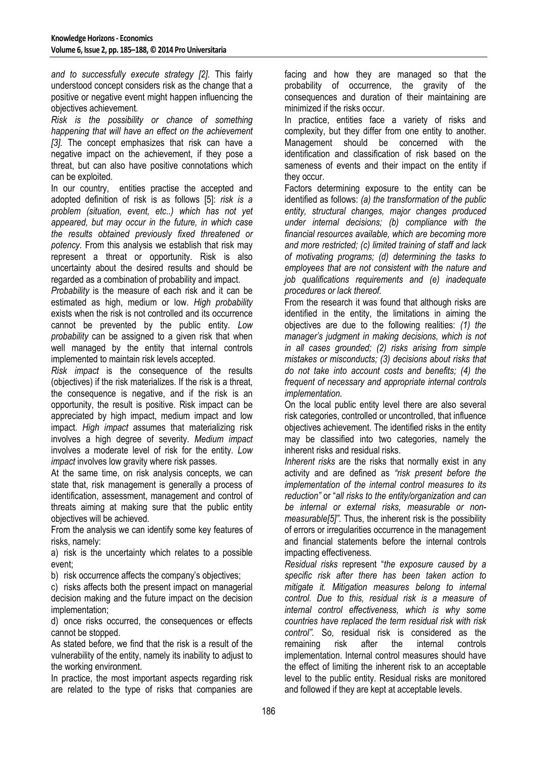*and to successfully execute strategy [2].* This fairly understood concept considers risk as the change that a positive or negative event might happen influencing the objectives achievement.

*Risk is the possibility or chance of something happening that will have an effect on the achievement [3].* The concept emphasizes that risk can have a negative impact on the achievement, if they pose a threat, but can also have positive connotations which can be exploited.

In our country, entities practise the accepted and adopted definition of risk is as follows [5]: *risk is a problem (situation, event, etc..) which has not yet appeared, but may occur in the future, in which case the results obtained previously fixed threatened or potency.* From this analysis we establish that risk may represent a threat or opportunity. Risk is also uncertainty about the desired results and should be regarded as a combination of probability and impact.

*Probability* is the measure of each risk and it can be estimated as high, medium or low. *High probability* exists when the risk is not controlled and its occurrence cannot be prevented by the public entity. *Low probability* can be assigned to a given risk that when well managed by the entity that internal controls implemented to maintain risk levels accepted.

*Risk impact* is the consequence of the results (objectives) if the risk materializes. If the risk is a threat, the consequence is negative, and if the risk is an opportunity, the result is positive. Risk impact can be appreciated by high impact, medium impact and low impact. *High impact* assumes that materializing risk involves a high degree of severity. *Medium impact* involves a moderate level of risk for the entity. *Low impact* involves low gravity where risk passes.

At the same time, on risk analysis concepts, we can state that, risk management is generally a process of identification, assessment, management and control of threats aiming at making sure that the public entity objectives will be achieved.

From the analysis we can identify some key features of risks, namely:

a) risk is the uncertainty which relates to a possible event;

b) risk occurrence affects the company's objectives;

c) risks affects both the present impact on managerial decision making and the future impact on the decision implementation;

d) once risks occurred, the consequences or effects cannot be stopped.

As stated before, we find that the risk is a result of the vulnerability of the entity, namely its inability to adjust to the working environment.

In practice, the most important aspects regarding risk are related to the type of risks that companies are facing and how they are managed so that the probability of occurrence, the gravity of the consequences and duration of their maintaining are minimized if the risks occur.

In practice, entities face a variety of risks and complexity, but they differ from one entity to another. Management should be concerned with the identification and classification of risk based on the sameness of events and their impact on the entity if they occur.

Factors determining exposure to the entity can be identified as follows: *(a) the transformation of the public entity, structural changes, major changes produced under internal decisions; (b) compliance with the financial resources available, which are becoming more and more restricted; (c) limited training of staff and lack of motivating programs; (d) determining the tasks to employees that are not consistent with the nature and job qualifications requirements and (e) inadequate procedures or lack thereof.*

From the research it was found that although risks are identified in the entity, the limitations in aiming the objectives are due to the following realities: *(1) the manager's judgment in making decisions, which is not in all cases grounded; (2) risks arising from simple mistakes or misconducts; (3) decisions about risks that do not take into account costs and benefits; (4) the frequent of necessary and appropriate internal controls implementation.*

On the local public entity level there are also several risk categories, controlled or uncontrolled, that influence objectives achievement. The identified risks in the entity may be classified into two categories, namely the inherent risks and residual risks.

*Inherent risks* are the risks that normally exist in any activity and are defined as *"risk present before the implementation of the internal control measures to its reduction"* or "*all risks to the entity/organization and can be internal or external risks, measurable or non-measurable[5]".* Thus, the inherent risk is the possibility of errors or irregularities occurrence in the management and financial statements before the internal controls impacting effectiveness.

*Residual risks* represent "*the exposure caused by a specific risk after there has been taken action to mitigate it. Mitigation measures belong to internal control. Due to this, residual risk is a measure of internal control effectiveness, which is why some countries have replaced the term residual risk with risk control".* So, residual risk is considered as the remaining risk after the internal controls implementation. Internal control measures should have the effect of limiting the inherent risk to an acceptable level to the public entity. Residual risks are monitored and followed if they are kept at acceptable levels.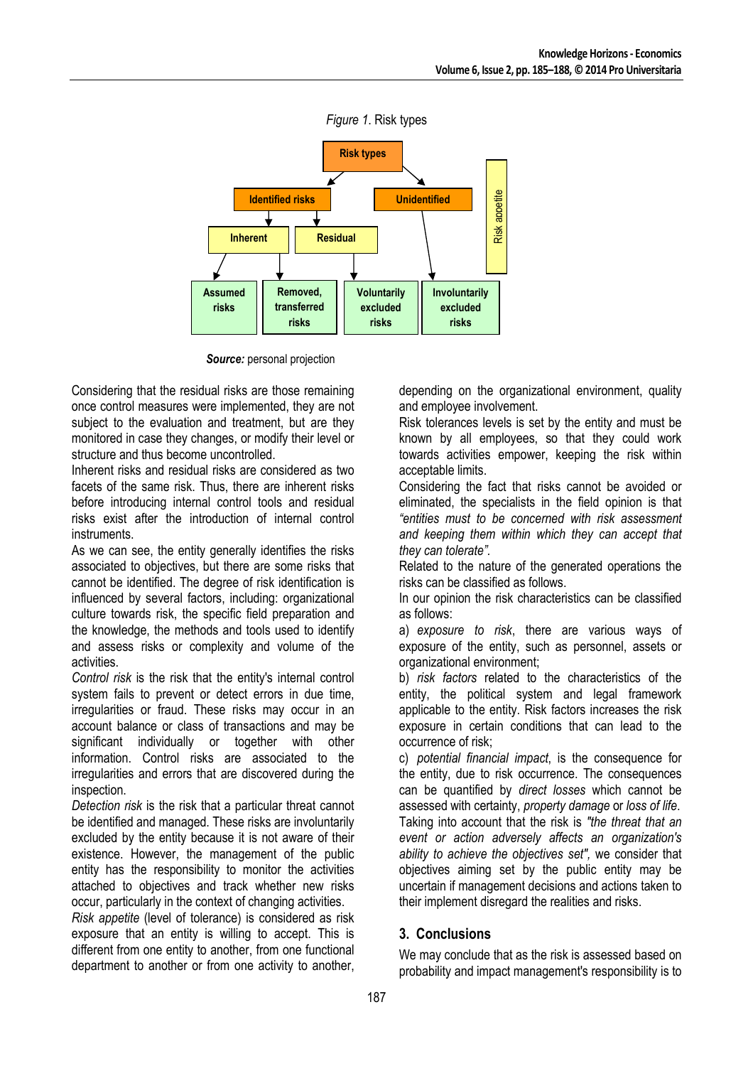*Figure 1*. Risk types

*Source:* personal projection

Considering that the residual risks are those remaining once control measures were implemented, they are not subject to the evaluation and treatment, but are they monitored in case they changes, or modify their level or structure and thus become uncontrolled.

Inherent risks and residual risks are considered as two facets of the same risk. Thus, there are inherent risks before introducing internal control tools and residual risks exist after the introduction of internal control instruments.

As we can see, the entity generally identifies the risks associated to objectives, but there are some risks that cannot be identified. The degree of risk identification is influenced by several factors, including: organizational culture towards risk, the specific field preparation and the knowledge, the methods and tools used to identify and assess risks or complexity and volume of the activities.

*Control risk* is the risk that the entity's internal control system fails to prevent or detect errors in due time, irregularities or fraud. These risks may occur in an account balance or class of transactions and may be significant individually or together with other information. Control risks are associated to the irregularities and errors that are discovered during the inspection.

*Detection risk* is the risk that a particular threat cannot be identified and managed. These risks are involuntarily excluded by the entity because it is not aware of their existence. However, the management of the public entity has the responsibility to monitor the activities attached to objectives and track whether new risks occur, particularly in the context of changing activities.

*Risk appetite* (level of tolerance) is considered as risk exposure that an entity is willing to accept. This is different from one entity to another, from one functional department to another or from one activity to another, depending on the organizational environment, quality and employee involvement.

Risk tolerances levels is set by the entity and must be known by all employees, so that they could work towards activities empower, keeping the risk within acceptable limits.

Considering the fact that risks cannot be avoided or eliminated, the specialists in the field opinion is that *"entities must to be concerned with risk assessment and keeping them within which they can accept that they can tolerate".*

Related to the nature of the generated operations the risks can be classified as follows.

In our opinion the risk characteristics can be classified as follows:

a) *exposure to risk*, there are various ways of exposure of the entity, such as personnel, assets or organizational environment;

b) *risk factors* related to the characteristics of the entity, the political system and legal framework applicable to the entity. Risk factors increases the risk exposure in certain conditions that can lead to the occurrence of risk;

c) *potential financial impact*, is the consequence for the entity, due to risk occurrence. The consequences can be quantified by *direct losses* which cannot be assessed with certainty, *property damage* or *loss of life*.

Taking into account that the risk is *"the threat that an event or action adversely affects an organization's ability to achieve the objectives set",* we consider that objectives aiming set by the public entity may be uncertain if management decisions and actions taken to their implement disregard the realities and risks.

## 3. Conclusions

We may conclude that as the risk is assessed based on probability and impact management's responsibility is to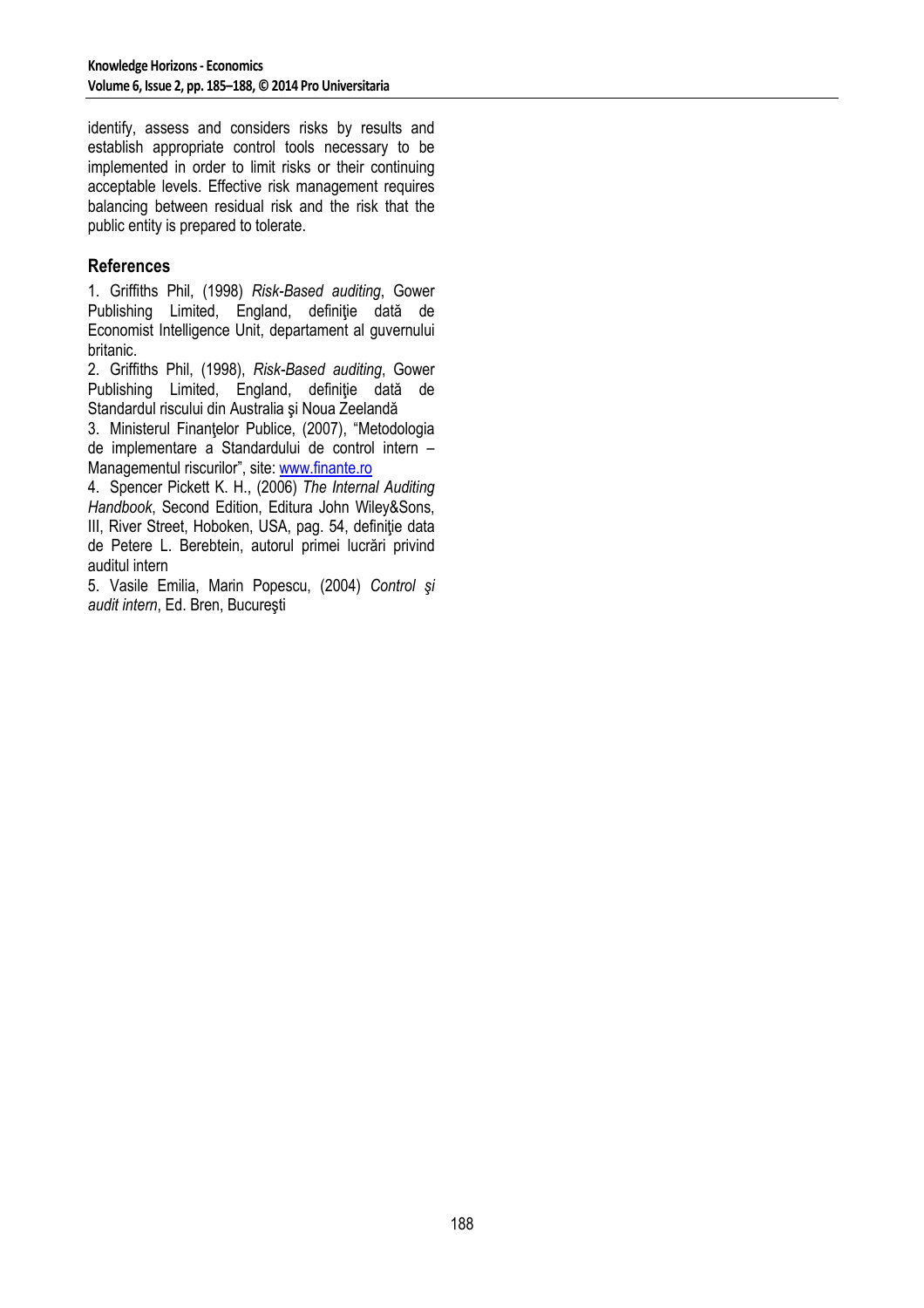identify, assess and considers risks by results and establish appropriate control tools necessary to be implemented in order to limit risks or their continuing acceptable levels. Effective risk management requires balancing between residual risk and the risk that the public entity is prepared to tolerate.

## References

1. Griffiths Phil, (1998) *Risk-Based auditing*, Gower Publishing Limited, England, definiţie dată de Economist Intelligence Unit, departament al guvernului britanic.
2. Griffiths Phil, (1998), *Risk-Based auditing*, Gower Publishing Limited, England, definiţie dată de Standardul riscului din Australia şi Noua Zeelandă
3. Ministerul Finanţelor Publice, (2007), "Metodologia de implementare a Standardului de control intern – Managementul riscurilor", site: www.finante.ro
4. Spencer Pickett K. H., (2006) *The Internal Auditing Handbook*, Second Edition, Editura John Wiley&Sons, III, River Street, Hoboken, USA, pag. 54, definiţie data de Petere L. Berebtein, autorul primei lucrări privind auditul intern
5. Vasile Emilia, Marin Popescu, (2004) *Control şi audit intern*, Ed. Bren, Bucureşti